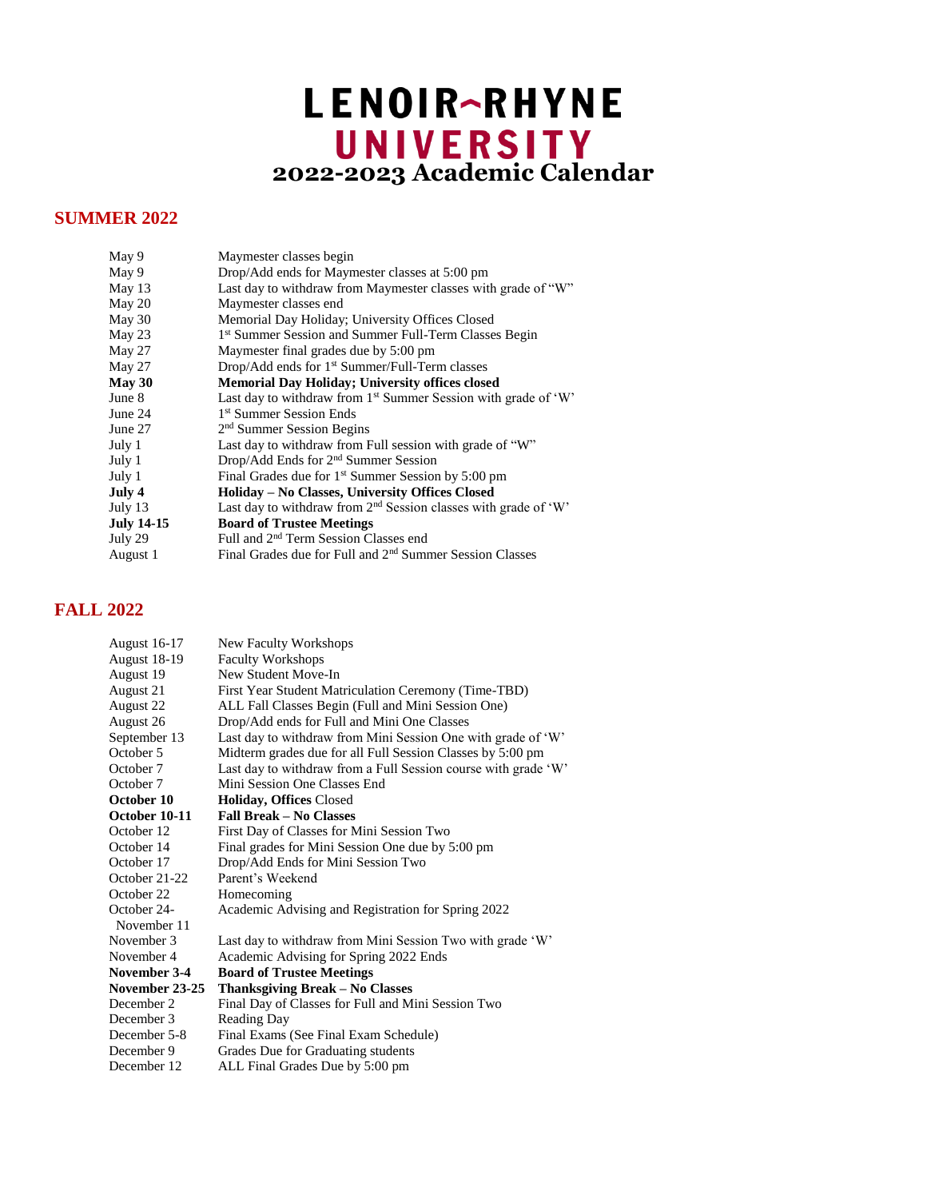# LENOIR-RHYNE UNIVERSITY
# 2022-2023 Academic Calendar

## SUMMER 2022

| | |
|---|---|
| May 9 | Maymester classes begin |
| May 9 | Drop/Add ends for Maymester classes at 5:00 pm |
| May 13 | Last day to withdraw from Maymester classes with grade of "W" |
| May 20 | Maymester classes end |
| May 30 | Memorial Day Holiday; University Offices Closed |
| May 23 | 1st Summer Session and Summer Full-Term Classes Begin |
| May 27 | Maymester final grades due by 5:00 pm |
| May 27 | Drop/Add ends for 1st Summer/Full-Term classes |
| **May 30** | **Memorial Day Holiday; University offices closed** |
| June 8 | Last day to withdraw from 1st Summer Session with grade of 'W' |
| June 24 | 1st Summer Session Ends |
| June 27 | 2nd Summer Session Begins |
| July 1 | Last day to withdraw from Full session with grade of "W" |
| July 1 | Drop/Add Ends for 2nd Summer Session |
| July 1 | Final Grades due for 1st Summer Session by 5:00 pm |
| **July 4** | **Holiday – No Classes, University Offices Closed** |
| July 13 | Last day to withdraw from 2nd Session classes with grade of 'W' |
| **July 14-15** | **Board of Trustee Meetings** |
| July 29 | Full and 2nd Term Session Classes end |
| August 1 | Final Grades due for Full and 2nd Summer Session Classes |

## FALL 2022

| | |
|---|---|
| August 16-17 | New Faculty Workshops |
| August 18-19 | Faculty Workshops |
| August 19 | New Student Move-In |
| August 21 | First Year Student Matriculation Ceremony (Time-TBD) |
| August 22 | ALL Fall Classes Begin (Full and Mini Session One) |
| August 26 | Drop/Add ends for Full and Mini One Classes |
| September 13 | Last day to withdraw from Mini Session One with grade of 'W' |
| October 5 | Midterm grades due for all Full Session Classes by 5:00 pm |
| October 7 | Last day to withdraw from a Full Session course with grade 'W' |
| October 7 | Mini Session One Classes End |
| **October 10** | **Holiday, Offices** Closed |
| **October 10-11** | **Fall Break – No Classes** |
| October 12 | First Day of Classes for Mini Session Two |
| October 14 | Final grades for Mini Session One due by 5:00 pm |
| October 17 | Drop/Add Ends for Mini Session Two |
| October 21-22 | Parent's Weekend |
| October 22 | Homecoming |
| October 24-November 11 | Academic Advising and Registration for Spring 2022 |
| November 3 | Last day to withdraw from Mini Session Two with grade 'W' |
| November 4 | Academic Advising for Spring 2022 Ends |
| **November 3-4** | **Board of Trustee Meetings** |
| **November 23-25** | **Thanksgiving Break – No Classes** |
| December 2 | Final Day of Classes for Full and Mini Session Two |
| December 3 | Reading Day |
| December 5-8 | Final Exams (See Final Exam Schedule) |
| December 9 | Grades Due for Graduating students |
| December 12 | ALL Final Grades Due by 5:00 pm |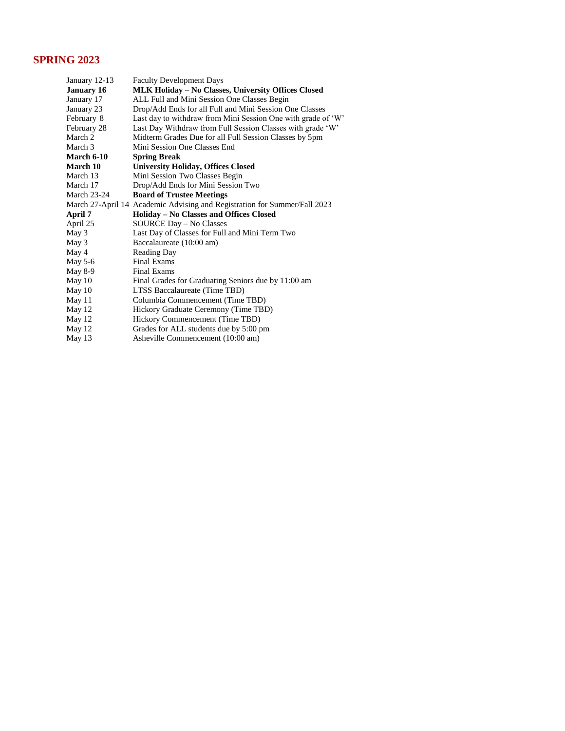## SPRING 2023

| | |
|---|---|
| January 12-13 | Faculty Development Days |
| **January 16** | **MLK Holiday – No Classes, University Offices Closed** |
| January 17 | ALL Full and Mini Session One Classes Begin |
| January 23 | Drop/Add Ends for all Full and Mini Session One Classes |
| February 8 | Last day to withdraw from Mini Session One with grade of 'W' |
| February 28 | Last Day Withdraw from Full Session Classes with grade 'W' |
| March 2 | Midterm Grades Due for all Full Session Classes by 5pm |
| March 3 | Mini Session One Classes End |
| **March 6-10** | **Spring Break** |
| **March 10** | **University Holiday, Offices Closed** |
| March 13 | Mini Session Two Classes Begin |
| March 17 | Drop/Add Ends for Mini Session Two |
| March 23-24 | **Board of Trustee Meetings** |
| March 27-April 14 | Academic Advising and Registration for Summer/Fall 2023 |
| **April 7** | **Holiday – No Classes and Offices Closed** |
| April 25 | SOURCE Day – No Classes |
| May 3 | Last Day of Classes for Full and Mini Term Two |
| May 3 | Baccalaureate (10:00 am) |
| May 4 | Reading Day |
| May 5-6 | Final Exams |
| May 8-9 | Final Exams |
| May 10 | Final Grades for Graduating Seniors due by 11:00 am |
| May 10 | LTSS Baccalaureate (Time TBD) |
| May 11 | Columbia Commencement (Time TBD) |
| May 12 | Hickory Graduate Ceremony (Time TBD) |
| May 12 | Hickory Commencement (Time TBD) |
| May 12 | Grades for ALL students due by 5:00 pm |
| May 13 | Asheville Commencement (10:00 am) |